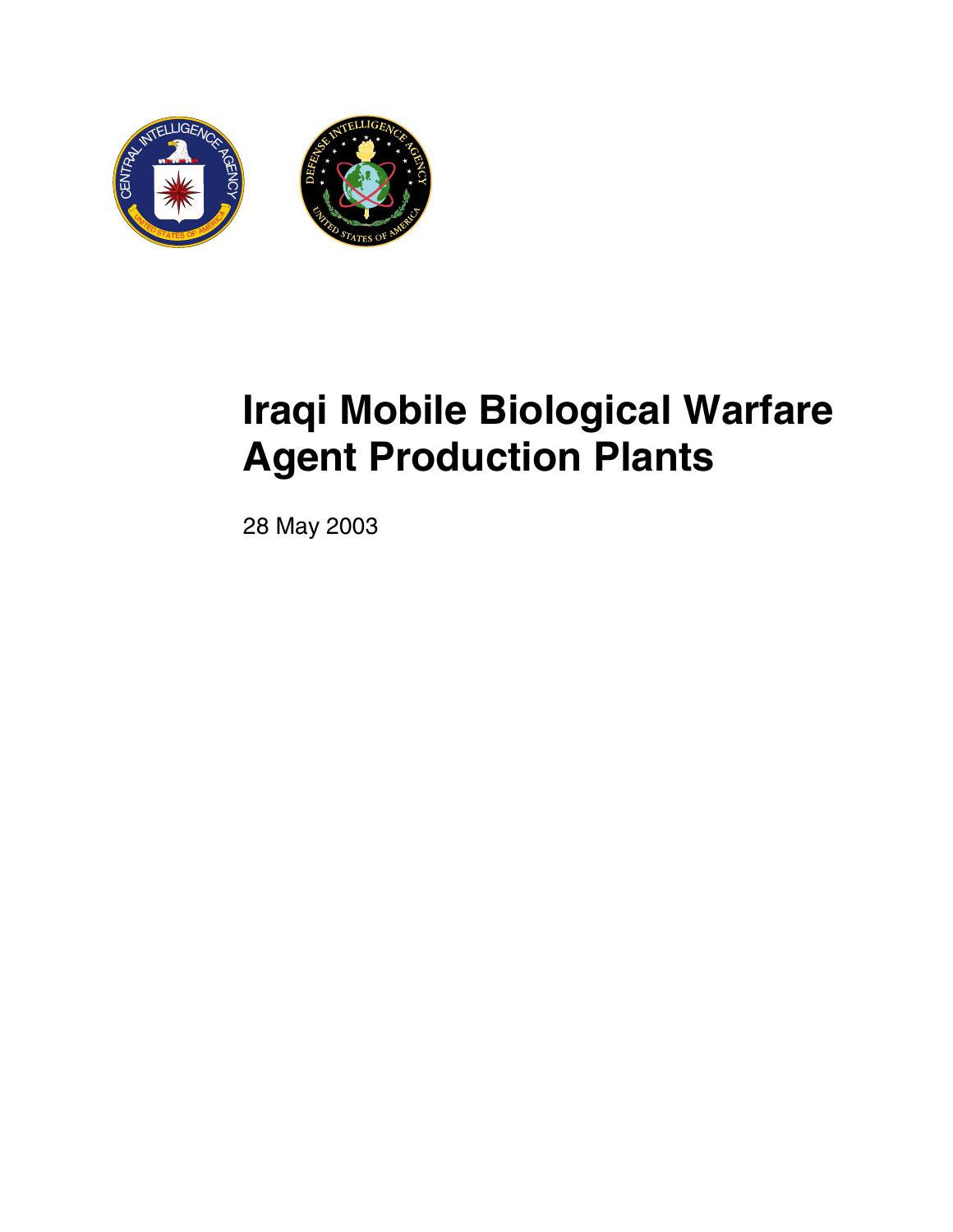# Iraqi Mobile Biological Warfare Agent Production Plants

28 May 2003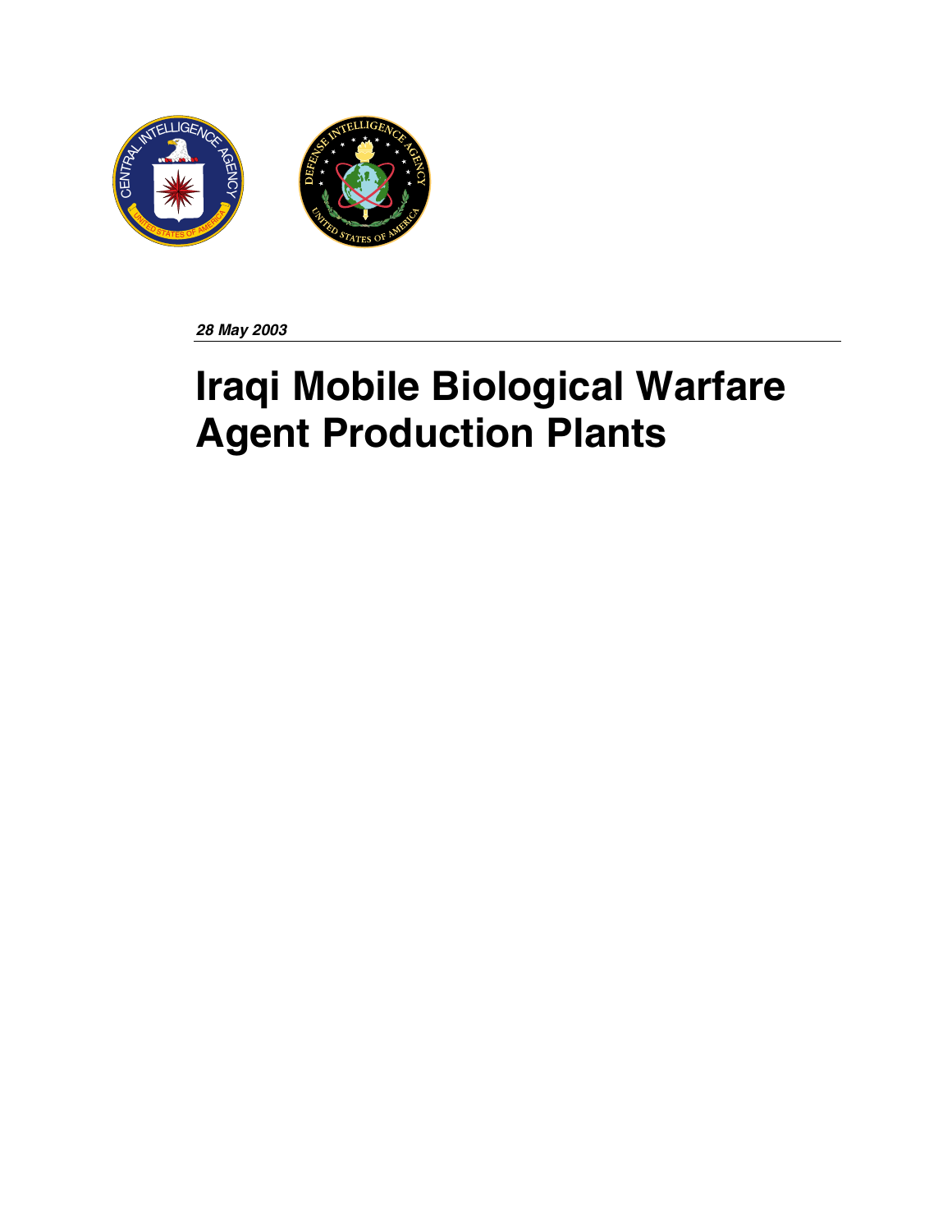***28 May 2003***

# Iraqi Mobile Biological Warfare Agent Production Plants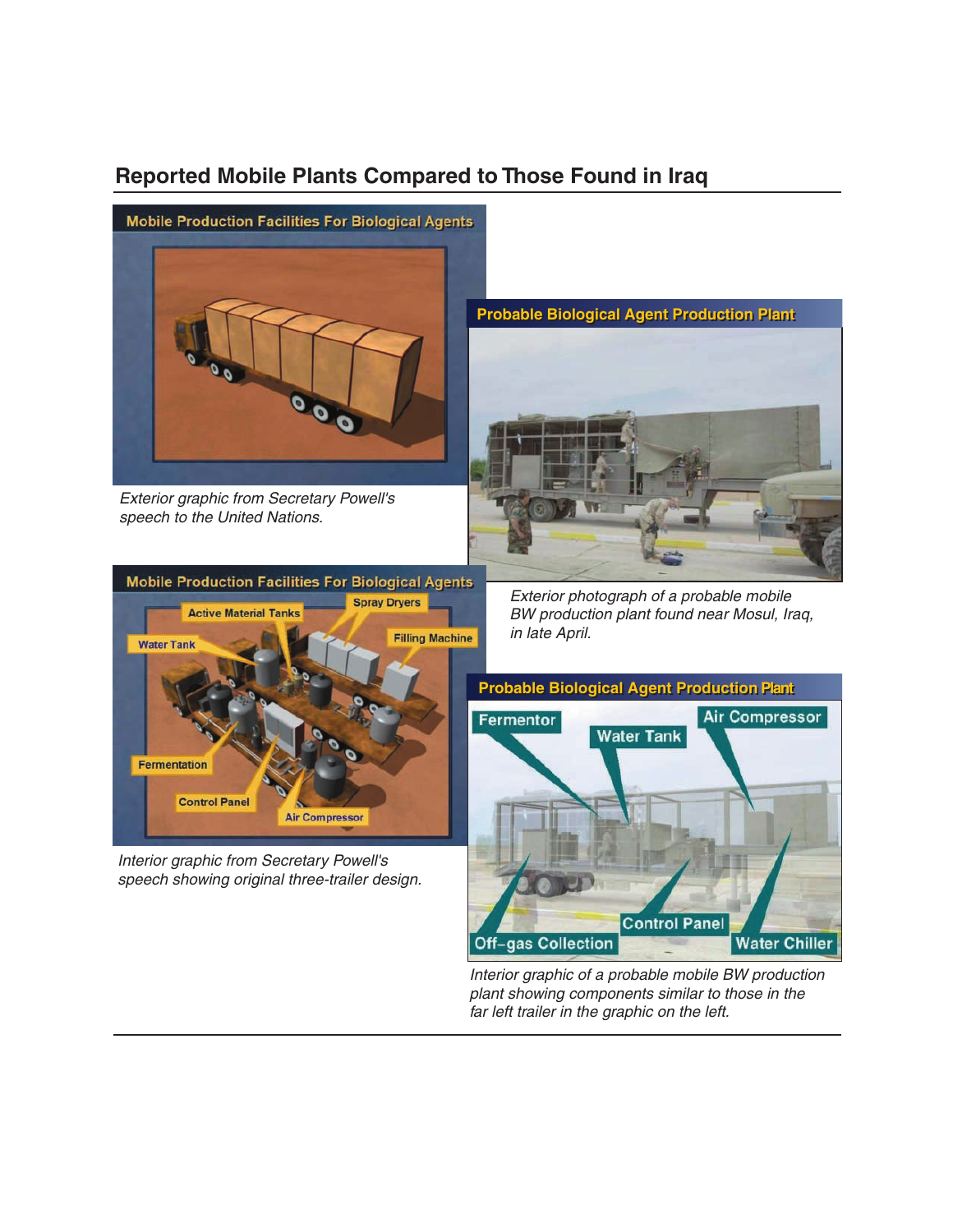## Reported Mobile Plants Compared to Those Found in Iraq

Mobile Production Facilities For Biological Agents

*Exterior graphic from Secretary Powell's speech to the United Nations.*

Probable Biological Agent Production Plant

*Exterior photograph of a probable mobile BW production plant found near Mosul, Iraq, in late April.*

Mobile Production Facilities For Biological Agents

Active Material Tanks, Spray Dryers, Water Tank, Filling Machine, Fermentation, Control Panel, Air Compressor

*Interior graphic from Secretary Powell's speech showing original three-trailer design.*

Probable Biological Agent Production Plant

Fermentor, Water Tank, Air Compressor, Off–gas Collection, Control Panel, Water Chiller

*Interior graphic of a probable mobile BW production plant showing components similar to those in the far left trailer in the graphic on the left.*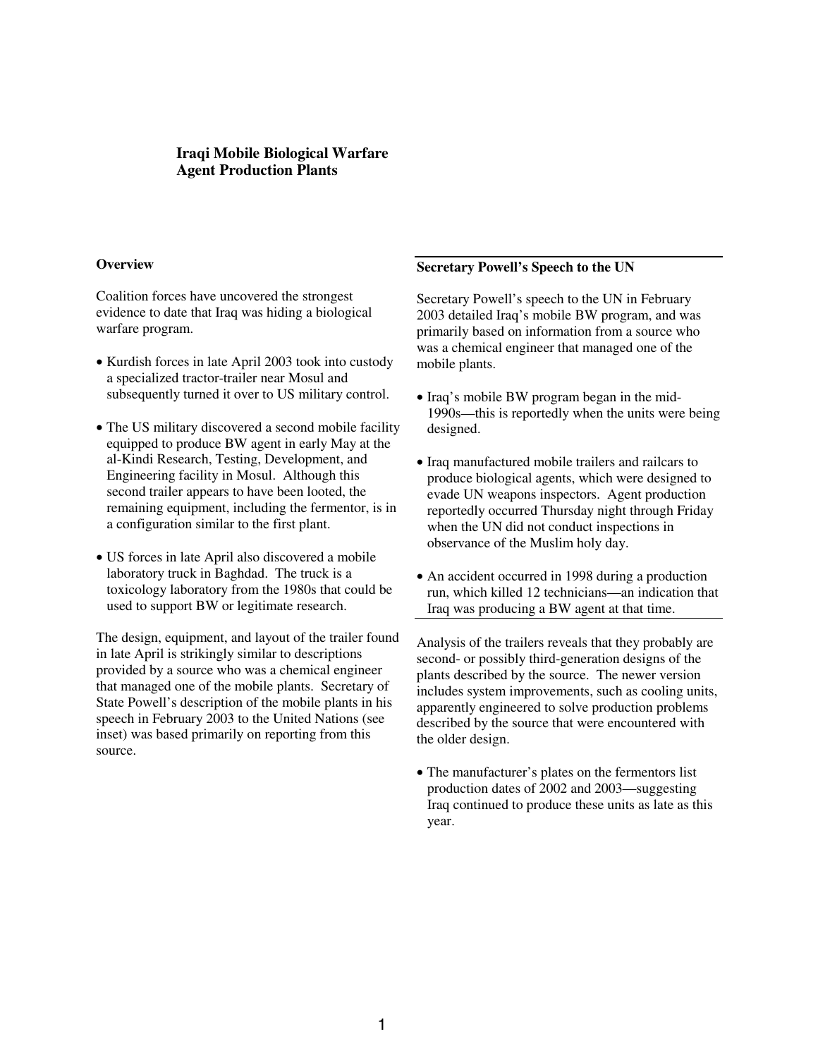# Iraqi Mobile Biological Warfare Agent Production Plants

## Overview

Coalition forces have uncovered the strongest evidence to date that Iraq was hiding a biological warfare program.

- Kurdish forces in late April 2003 took into custody a specialized tractor-trailer near Mosul and subsequently turned it over to US military control.
- The US military discovered a second mobile facility equipped to produce BW agent in early May at the al-Kindi Research, Testing, Development, and Engineering facility in Mosul. Although this second trailer appears to have been looted, the remaining equipment, including the fermentor, is in a configuration similar to the first plant.
- US forces in late April also discovered a mobile laboratory truck in Baghdad. The truck is a toxicology laboratory from the 1980s that could be used to support BW or legitimate research.

The design, equipment, and layout of the trailer found in late April is strikingly similar to descriptions provided by a source who was a chemical engineer that managed one of the mobile plants. Secretary of State Powell's description of the mobile plants in his speech in February 2003 to the United Nations (see inset) was based primarily on reporting from this source.

### Secretary Powell's Speech to the UN

Secretary Powell's speech to the UN in February 2003 detailed Iraq's mobile BW program, and was primarily based on information from a source who was a chemical engineer that managed one of the mobile plants.

- Iraq's mobile BW program began in the mid-1990s—this is reportedly when the units were being designed.
- Iraq manufactured mobile trailers and railcars to produce biological agents, which were designed to evade UN weapons inspectors. Agent production reportedly occurred Thursday night through Friday when the UN did not conduct inspections in observance of the Muslim holy day.
- An accident occurred in 1998 during a production run, which killed 12 technicians—an indication that Iraq was producing a BW agent at that time.

Analysis of the trailers reveals that they probably are second- or possibly third-generation designs of the plants described by the source. The newer version includes system improvements, such as cooling units, apparently engineered to solve production problems described by the source that were encountered with the older design.

- The manufacturer's plates on the fermentors list production dates of 2002 and 2003—suggesting Iraq continued to produce these units as late as this year.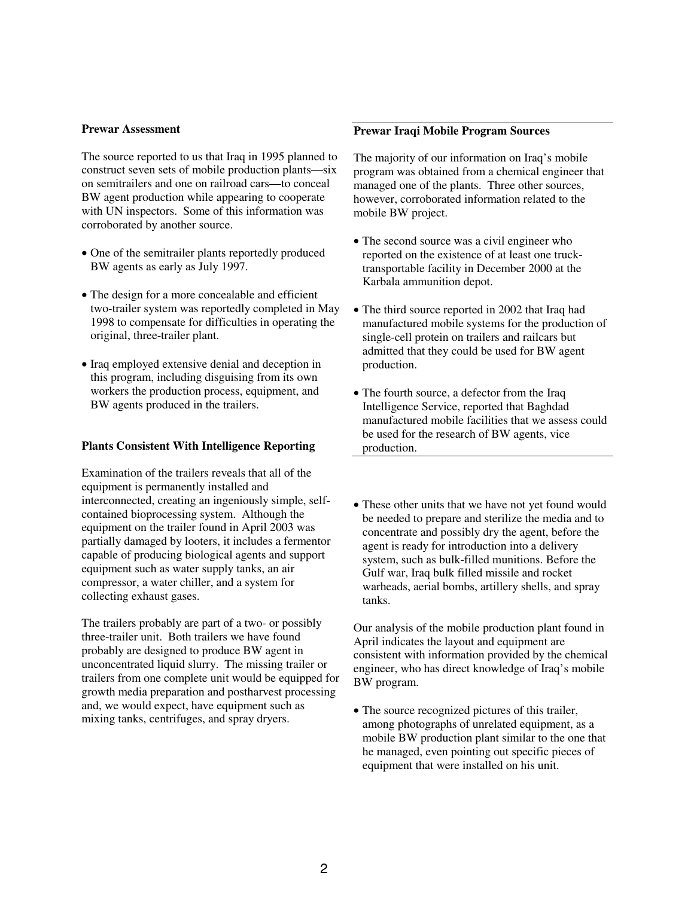**Prewar Assessment**

The source reported to us that Iraq in 1995 planned to construct seven sets of mobile production plants—six on semitrailers and one on railroad cars—to conceal BW agent production while appearing to cooperate with UN inspectors. Some of this information was corroborated by another source.

- One of the semitrailer plants reportedly produced BW agents as early as July 1997.
- The design for a more concealable and efficient two-trailer system was reportedly completed in May 1998 to compensate for difficulties in operating the original, three-trailer plant.
- Iraq employed extensive denial and deception in this program, including disguising from its own workers the production process, equipment, and BW agents produced in the trailers.

**Prewar Iraqi Mobile Program Sources**

The majority of our information on Iraq's mobile program was obtained from a chemical engineer that managed one of the plants. Three other sources, however, corroborated information related to the mobile BW project.

- The second source was a civil engineer who reported on the existence of at least one truck-transportable facility in December 2000 at the Karbala ammunition depot.
- The third source reported in 2002 that Iraq had manufactured mobile systems for the production of single-cell protein on trailers and railcars but admitted that they could be used for BW agent production.
- The fourth source, a defector from the Iraq Intelligence Service, reported that Baghdad manufactured mobile facilities that we assess could be used for the research of BW agents, vice production.

**Plants Consistent With Intelligence Reporting**

Examination of the trailers reveals that all of the equipment is permanently installed and interconnected, creating an ingeniously simple, self-contained bioprocessing system. Although the equipment on the trailer found in April 2003 was partially damaged by looters, it includes a fermentor capable of producing biological agents and support equipment such as water supply tanks, an air compressor, a water chiller, and a system for collecting exhaust gases.

The trailers probably are part of a two- or possibly three-trailer unit. Both trailers we have found probably are designed to produce BW agent in unconcentrated liquid slurry. The missing trailer or trailers from one complete unit would be equipped for growth media preparation and postharvest processing and, we would expect, have equipment such as mixing tanks, centrifuges, and spray dryers.

- These other units that we have not yet found would be needed to prepare and sterilize the media and to concentrate and possibly dry the agent, before the agent is ready for introduction into a delivery system, such as bulk-filled munitions. Before the Gulf war, Iraq bulk filled missile and rocket warheads, aerial bombs, artillery shells, and spray tanks.

Our analysis of the mobile production plant found in April indicates the layout and equipment are consistent with information provided by the chemical engineer, who has direct knowledge of Iraq's mobile BW program.

- The source recognized pictures of this trailer, among photographs of unrelated equipment, as a mobile BW production plant similar to the one that he managed, even pointing out specific pieces of equipment that were installed on his unit.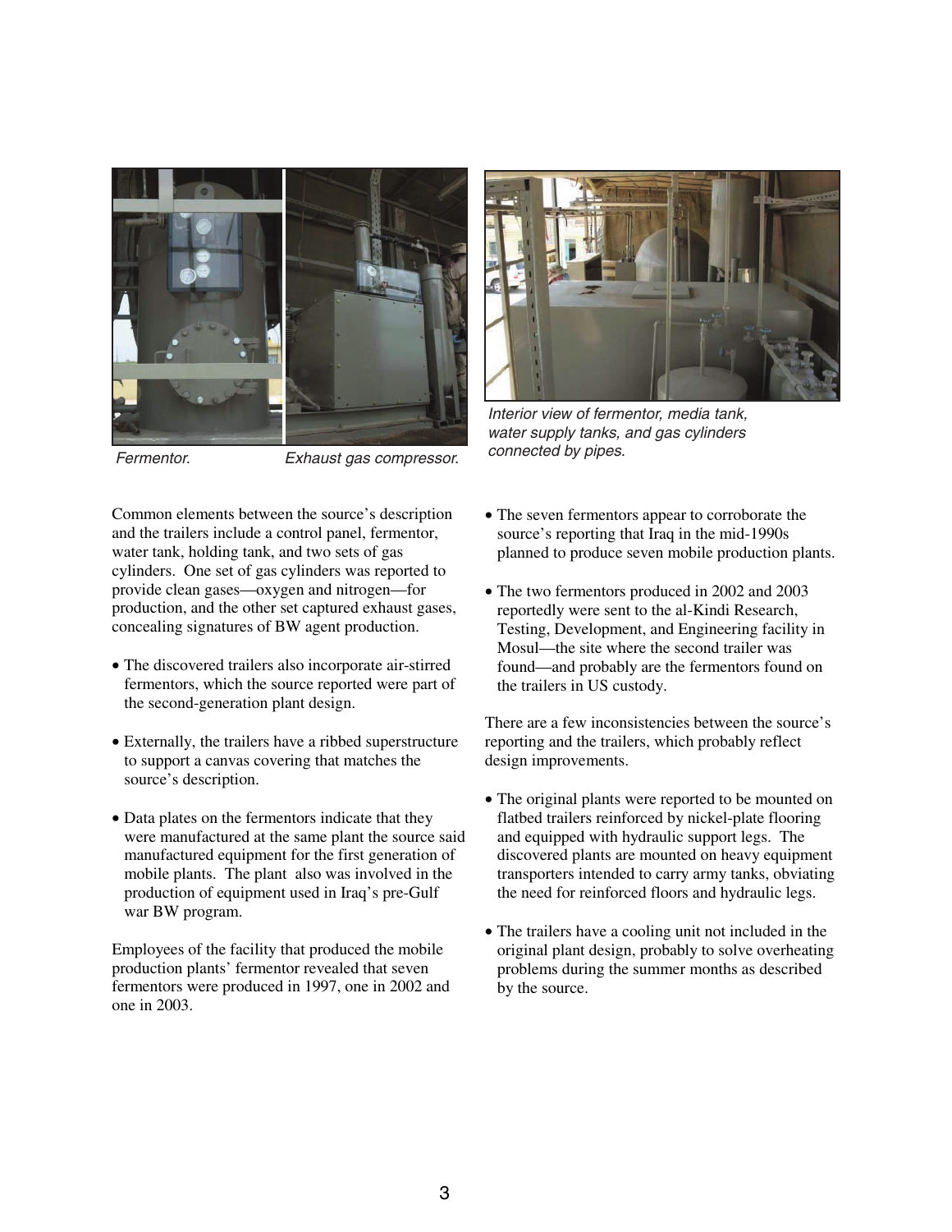*Fermentor.*

*Exhaust gas compressor.*

*Interior view of fermentor, media tank, water supply tanks, and gas cylinders connected by pipes.*

Common elements between the source's description and the trailers include a control panel, fermentor, water tank, holding tank, and two sets of gas cylinders. One set of gas cylinders was reported to provide clean gases—oxygen and nitrogen—for production, and the other set captured exhaust gases, concealing signatures of BW agent production.

- The discovered trailers also incorporate air-stirred fermentors, which the source reported were part of the second-generation plant design.
- Externally, the trailers have a ribbed superstructure to support a canvas covering that matches the source's description.
- Data plates on the fermentors indicate that they were manufactured at the same plant the source said manufactured equipment for the first generation of mobile plants. The plant also was involved in the production of equipment used in Iraq's pre-Gulf war BW program.

Employees of the facility that produced the mobile production plants' fermentor revealed that seven fermentors were produced in 1997, one in 2002 and one in 2003.

- The seven fermentors appear to corroborate the source's reporting that Iraq in the mid-1990s planned to produce seven mobile production plants.
- The two fermentors produced in 2002 and 2003 reportedly were sent to the al-Kindi Research, Testing, Development, and Engineering facility in Mosul—the site where the second trailer was found—and probably are the fermentors found on the trailers in US custody.

There are a few inconsistencies between the source's reporting and the trailers, which probably reflect design improvements.

- The original plants were reported to be mounted on flatbed trailers reinforced by nickel-plate flooring and equipped with hydraulic support legs. The discovered plants are mounted on heavy equipment transporters intended to carry army tanks, obviating the need for reinforced floors and hydraulic legs.
- The trailers have a cooling unit not included in the original plant design, probably to solve overheating problems during the summer months as described by the source.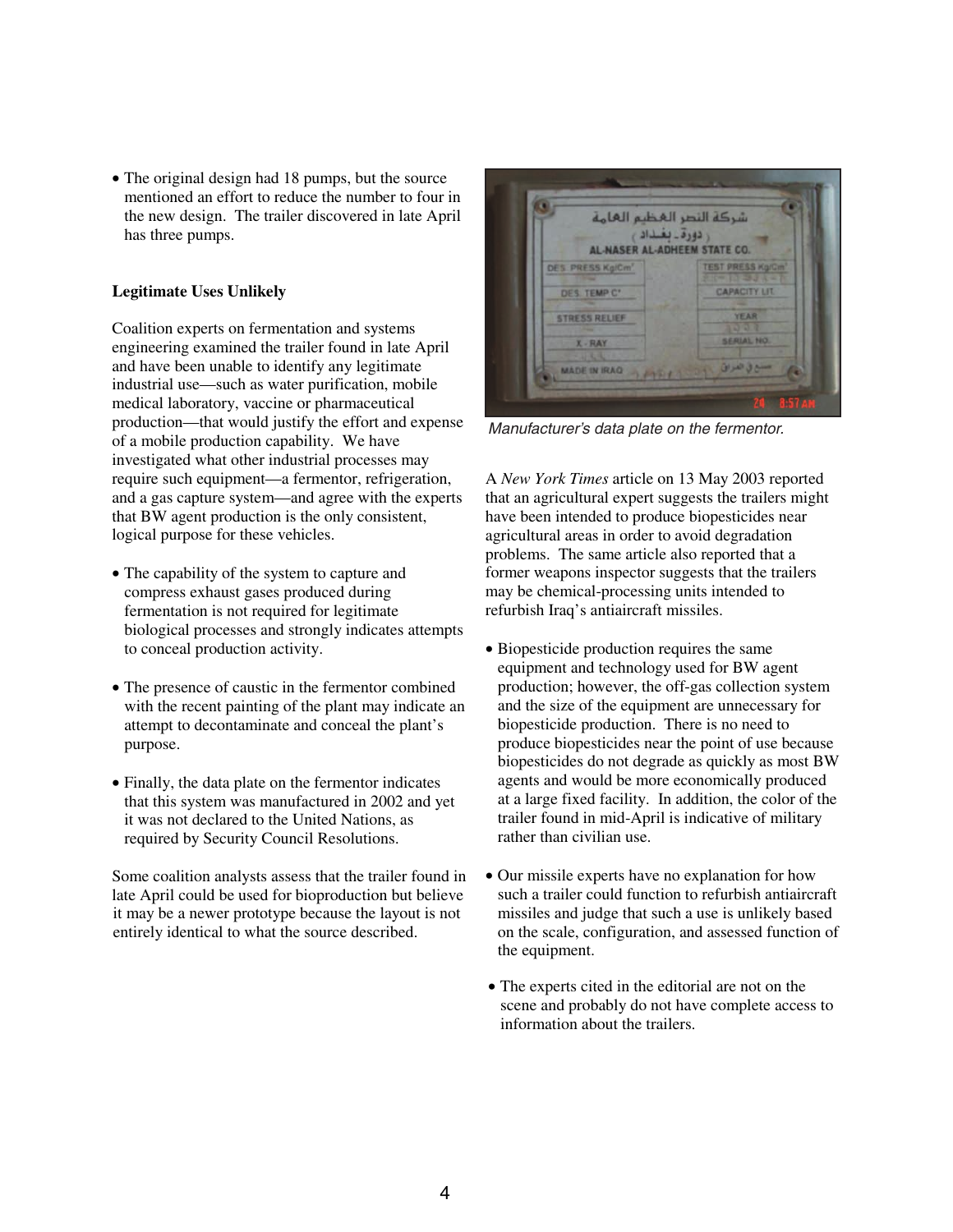- The original design had 18 pumps, but the source mentioned an effort to reduce the number to four in the new design. The trailer discovered in late April has three pumps.

**Legitimate Uses Unlikely**

Coalition experts on fermentation and systems engineering examined the trailer found in late April and have been unable to identify any legitimate industrial use—such as water purification, mobile medical laboratory, vaccine or pharmaceutical production—that would justify the effort and expense of a mobile production capability. We have investigated what other industrial processes may require such equipment—a fermentor, refrigeration, and a gas capture system—and agree with the experts that BW agent production is the only consistent, logical purpose for these vehicles.

- The capability of the system to capture and compress exhaust gases produced during fermentation is not required for legitimate biological processes and strongly indicates attempts to conceal production activity.

- The presence of caustic in the fermentor combined with the recent painting of the plant may indicate an attempt to decontaminate and conceal the plant's purpose.

- Finally, the data plate on the fermentor indicates that this system was manufactured in 2002 and yet it was not declared to the United Nations, as required by Security Council Resolutions.

Some coalition analysts assess that the trailer found in late April could be used for bioproduction but believe it may be a newer prototype because the layout is not entirely identical to what the source described.

*Manufacturer's data plate on the fermentor.*

A *New York Times* article on 13 May 2003 reported that an agricultural expert suggests the trailers might have been intended to produce biopesticides near agricultural areas in order to avoid degradation problems. The same article also reported that a former weapons inspector suggests that the trailers may be chemical-processing units intended to refurbish Iraq's antiaircraft missiles.

- Biopesticide production requires the same equipment and technology used for BW agent production; however, the off-gas collection system and the size of the equipment are unnecessary for biopesticide production. There is no need to produce biopesticides near the point of use because biopesticides do not degrade as quickly as most BW agents and would be more economically produced at a large fixed facility. In addition, the color of the trailer found in mid-April is indicative of military rather than civilian use.

- Our missile experts have no explanation for how such a trailer could function to refurbish antiaircraft missiles and judge that such a use is unlikely based on the scale, configuration, and assessed function of the equipment.

- The experts cited in the editorial are not on the scene and probably do not have complete access to information about the trailers.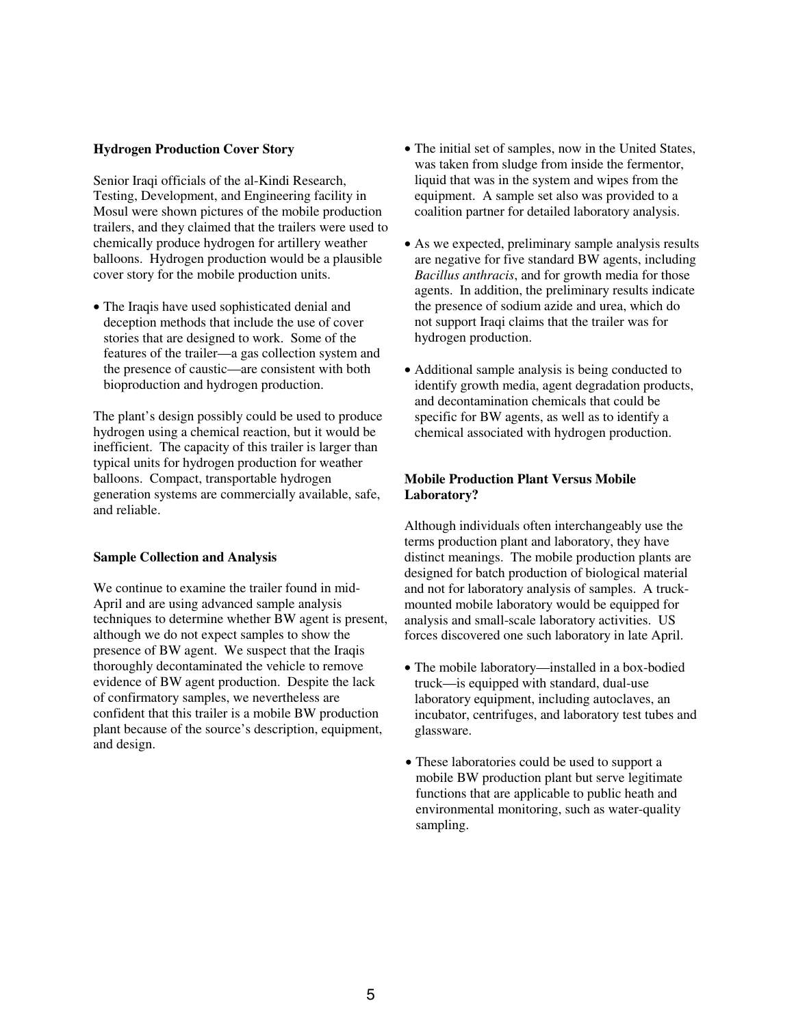**Hydrogen Production Cover Story**

Senior Iraqi officials of the al-Kindi Research, Testing, Development, and Engineering facility in Mosul were shown pictures of the mobile production trailers, and they claimed that the trailers were used to chemically produce hydrogen for artillery weather balloons. Hydrogen production would be a plausible cover story for the mobile production units.

- The Iraqis have used sophisticated denial and deception methods that include the use of cover stories that are designed to work. Some of the features of the trailer—a gas collection system and the presence of caustic—are consistent with both bioproduction and hydrogen production.

The plant's design possibly could be used to produce hydrogen using a chemical reaction, but it would be inefficient. The capacity of this trailer is larger than typical units for hydrogen production for weather balloons. Compact, transportable hydrogen generation systems are commercially available, safe, and reliable.

**Sample Collection and Analysis**

We continue to examine the trailer found in mid-April and are using advanced sample analysis techniques to determine whether BW agent is present, although we do not expect samples to show the presence of BW agent. We suspect that the Iraqis thoroughly decontaminated the vehicle to remove evidence of BW agent production. Despite the lack of confirmatory samples, we nevertheless are confident that this trailer is a mobile BW production plant because of the source's description, equipment, and design.

- The initial set of samples, now in the United States, was taken from sludge from inside the fermentor, liquid that was in the system and wipes from the equipment. A sample set also was provided to a coalition partner for detailed laboratory analysis.
- As we expected, preliminary sample analysis results are negative for five standard BW agents, including *Bacillus anthracis*, and for growth media for those agents. In addition, the preliminary results indicate the presence of sodium azide and urea, which do not support Iraqi claims that the trailer was for hydrogen production.
- Additional sample analysis is being conducted to identify growth media, agent degradation products, and decontamination chemicals that could be specific for BW agents, as well as to identify a chemical associated with hydrogen production.

**Mobile Production Plant Versus Mobile Laboratory?**

Although individuals often interchangeably use the terms production plant and laboratory, they have distinct meanings. The mobile production plants are designed for batch production of biological material and not for laboratory analysis of samples. A truck-mounted mobile laboratory would be equipped for analysis and small-scale laboratory activities. US forces discovered one such laboratory in late April.

- The mobile laboratory—installed in a box-bodied truck—is equipped with standard, dual-use laboratory equipment, including autoclaves, an incubator, centrifuges, and laboratory test tubes and glassware.
- These laboratories could be used to support a mobile BW production plant but serve legitimate functions that are applicable to public heath and environmental monitoring, such as water-quality sampling.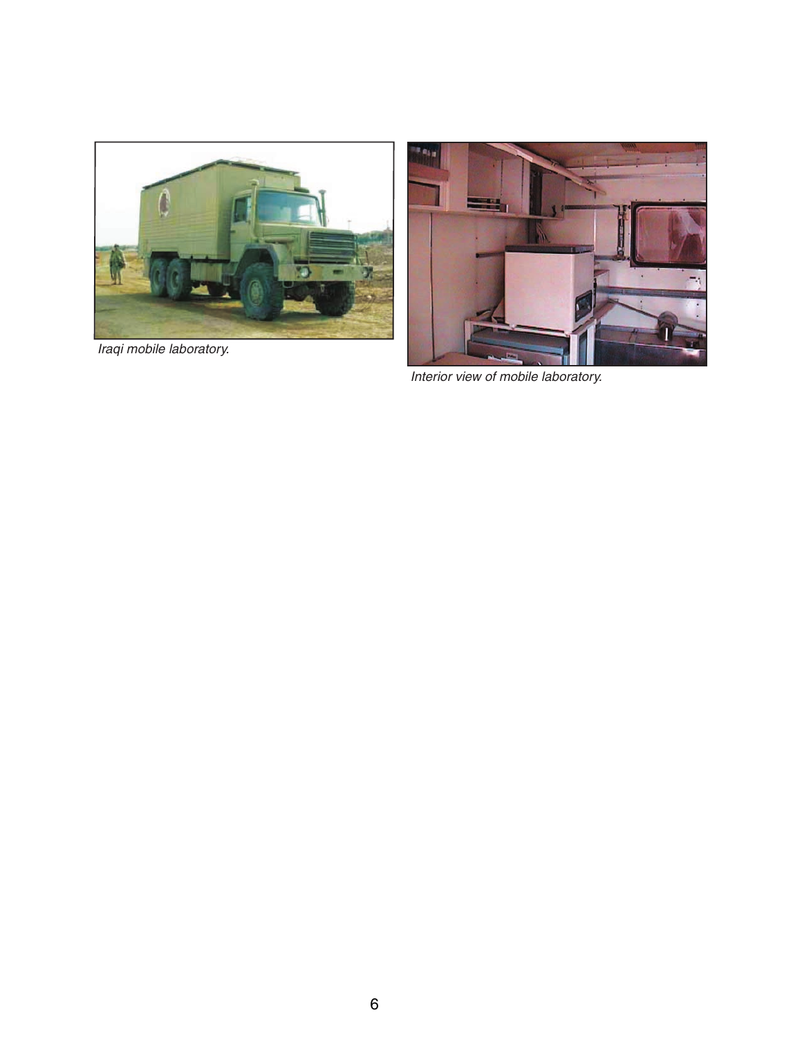*Iraqi mobile laboratory.*

*Interior view of mobile laboratory.*